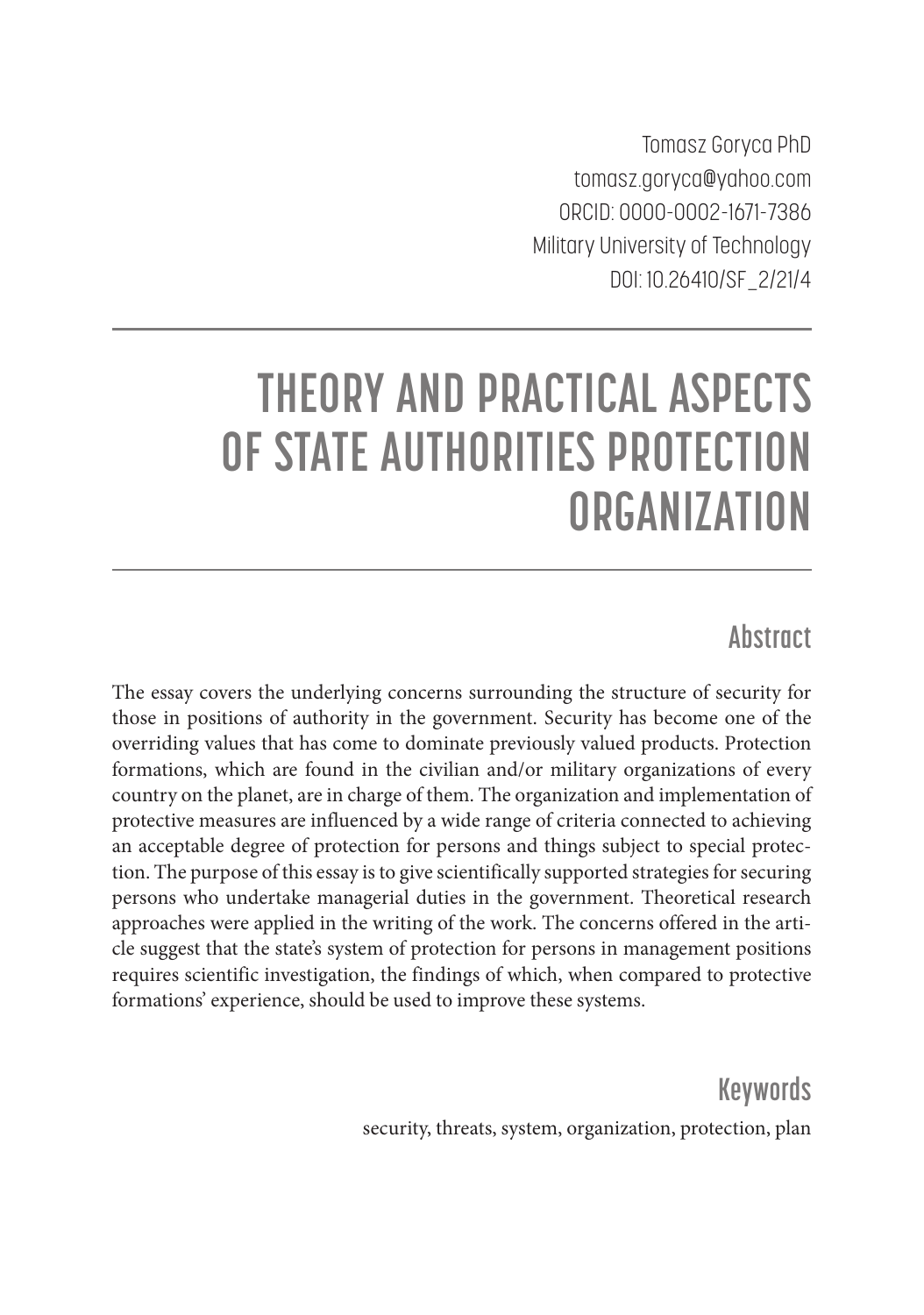Tomasz Goryca PhD
tomasz.goryca@yahoo.com
ORCID: 0000-0002-1671-7386
Military University of Technology
DOI: 10.26410/SF_2/21/4

# THEORY AND PRACTICAL ASPECTS OF STATE AUTHORITIES PROTECTION ORGANIZATION

## Abstract

The essay covers the underlying concerns surrounding the structure of security for those in positions of authority in the government. Security has become one of the overriding values that has come to dominate previously valued products. Protection formations, which are found in the civilian and/or military organizations of every country on the planet, are in charge of them. The organization and implementation of protective measures are influenced by a wide range of criteria connected to achieving an acceptable degree of protection for persons and things subject to special protection. The purpose of this essay is to give scientifically supported strategies for securing persons who undertake managerial duties in the government. Theoretical research approaches were applied in the writing of the work. The concerns offered in the article suggest that the state's system of protection for persons in management positions requires scientific investigation, the findings of which, when compared to protective formations' experience, should be used to improve these systems.

## Keywords

security, threats, system, organization, protection, plan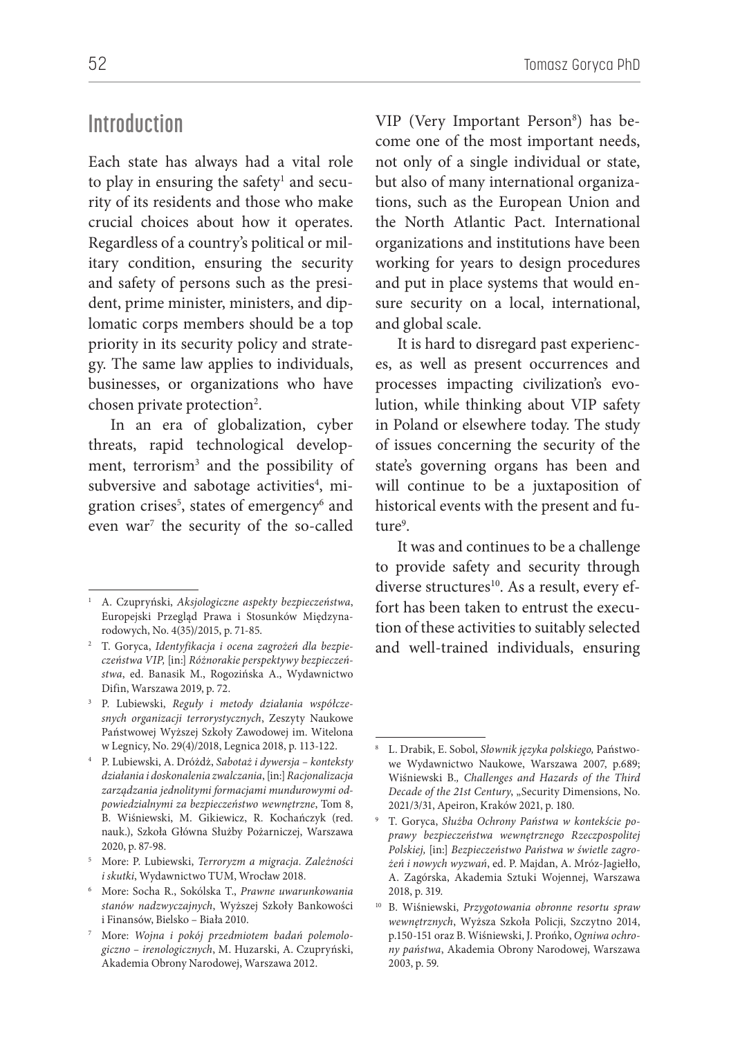## Introduction

Each state has always had a vital role to play in ensuring the safety[1] and security of its residents and those who make crucial choices about how it operates. Regardless of a country's political or military condition, ensuring the security and safety of persons such as the president, prime minister, ministers, and diplomatic corps members should be a top priority in its security policy and strategy. The same law applies to individuals, businesses, or organizations who have chosen private protection[2].

In an era of globalization, cyber threats, rapid technological development, terrorism[3] and the possibility of subversive and sabotage activities[4], migration crises[5], states of emergency[6] and even war[7] the security of the so-called VIP (Very Important Person[8]) has become one of the most important needs, not only of a single individual or state, but also of many international organizations, such as the European Union and the North Atlantic Pact. International organizations and institutions have been working for years to design procedures and put in place systems that would ensure security on a local, international, and global scale.

It is hard to disregard past experiences, as well as present occurrences and processes impacting civilization's evolution, while thinking about VIP safety in Poland or elsewhere today. The study of issues concerning the security of the state's governing organs has been and will continue to be a juxtaposition of historical events with the present and future[9].

It was and continues to be a challenge to provide safety and security through diverse structures[10]. As a result, every effort has been taken to entrust the execution of these activities to suitably selected and well-trained individuals, ensuring

---

1. A. Czupryński, *Aksjologiczne aspekty bezpieczeństwa*, Europejski Przegląd Prawa i Stosunków Międzynarodowych, No. 4(35)/2015, p. 71-85.
2. T. Goryca, *Identyfikacja i ocena zagrożeń dla bezpieczeństwa VIP,* [in:] *Różnorakie perspektywy bezpieczeństwa*, ed. Banasik M., Rogozińska A., Wydawnictwo Difin, Warszawa 2019, p. 72.
3. P. Lubiewski, *Reguły i metody działania współczesnych organizacji terrorystycznych*, Zeszyty Naukowe Państwowej Wyższej Szkoły Zawodowej im. Witelona w Legnicy, No. 29(4)/2018, Legnica 2018, p. 113-122.
4. P. Lubiewski, A. Dróżdż, *Sabotaż i dywersja – konteksty działania i doskonalenia zwalczania*, [in:] *Racjonalizacja zarządzania jednolitymi formacjami mundurowymi odpowiedzialnymi za bezpieczeństwo wewnętrzne*, Tom 8, B. Wiśniewski, M. Gikiewicz, R. Kochańczyk (red. nauk.), Szkoła Główna Służby Pożarniczej, Warszawa 2020, p. 87-98.
5. More: P. Lubiewski, *Terroryzm a migracja. Zależności i skutki*, Wydawnictwo TUM, Wrocław 2018.
6. More: Socha R., Sokólska T., *Prawne uwarunkowania stanów nadzwyczajnych*, Wyższej Szkoły Bankowości i Finansów, Bielsko – Biała 2010.
7. More: *Wojna i pokój przedmiotem badań polemologiczno – irenologicznych*, M. Huzarski, A. Czupryński, Akademia Obrony Narodowej, Warszawa 2012.
8. L. Drabik, E. Sobol, *Słownik języka polskiego,* Państwowe Wydawnictwo Naukowe, Warszawa 2007, p.689; Wiśniewski B.*, Challenges and Hazards of the Third Decade of the 21st Century*, „Security Dimensions, No. 2021/3/31, Apeiron, Kraków 2021, p. 180.
9. T. Goryca, *Służba Ochrony Państwa w kontekście poprawy bezpieczeństwa wewnętrznego Rzeczpospolitej Polskiej,* [in:] *Bezpieczeństwo Państwa w świetle zagrożeń i nowych wyzwań*, ed. P. Majdan, A. Mróz-Jagiełło, A. Zagórska, Akademia Sztuki Wojennej, Warszawa 2018, p. 319.
10. B. Wiśniewski, *Przygotowania obronne resortu spraw wewnętrznych*, Wyższa Szkoła Policji, Szczytno 2014, p.150-151 oraz B. Wiśniewski, J. Prońko, *Ogniwa ochrony państwa*, Akademia Obrony Narodowej, Warszawa 2003, p. 59.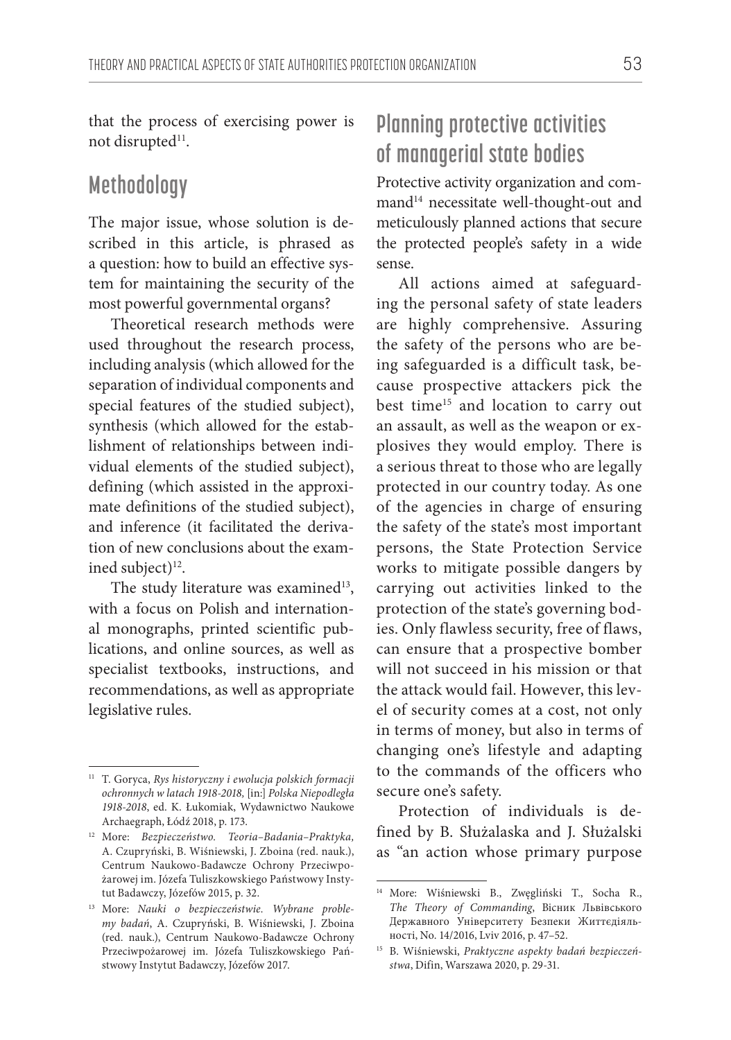that the process of exercising power is not disrupted[11].

## Methodology

The major issue, whose solution is described in this article, is phrased as a question: how to build an effective system for maintaining the security of the most powerful governmental organs?

Theoretical research methods were used throughout the research process, including analysis (which allowed for the separation of individual components and special features of the studied subject), synthesis (which allowed for the establishment of relationships between individual elements of the studied subject), defining (which assisted in the approximate definitions of the studied subject), and inference (it facilitated the derivation of new conclusions about the examined subject)[12].

The study literature was examined[13], with a focus on Polish and international monographs, printed scientific publications, and online sources, as well as specialist textbooks, instructions, and recommendations, as well as appropriate legislative rules.

## Planning protective activities of managerial state bodies

Protective activity organization and command[14] necessitate well-thought-out and meticulously planned actions that secure the protected people's safety in a wide sense.

All actions aimed at safeguarding the personal safety of state leaders are highly comprehensive. Assuring the safety of the persons who are being safeguarded is a difficult task, because prospective attackers pick the best time[15] and location to carry out an assault, as well as the weapon or explosives they would employ. There is a serious threat to those who are legally protected in our country today. As one of the agencies in charge of ensuring the safety of the state's most important persons, the State Protection Service works to mitigate possible dangers by carrying out activities linked to the protection of the state's governing bodies. Only flawless security, free of flaws, can ensure that a prospective bomber will not succeed in his mission or that the attack would fail. However, this level of security comes at a cost, not only in terms of money, but also in terms of changing one's lifestyle and adapting to the commands of the officers who secure one's safety.

Protection of individuals is defined by B. Służalaska and J. Służalski as "an action whose primary purpose

---

[11] T. Goryca, *Rys historyczny i ewolucja polskich formacji ochronnych w latach 1918-2018*, [in:] *Polska Niepodległa 1918-2018*, ed. K. Łukomiak, Wydawnictwo Naukowe Archaegraph, Łódź 2018, p. 173.

[12] More: *Bezpieczeństwo. Teoria–Badania–Praktyka*, A. Czupryński, B. Wiśniewski, J. Zboina (red. nauk.), Centrum Naukowo-Badawcze Ochrony Przeciwpożarowej im. Józefa Tuliszkowskiego Państwowy Instytut Badawczy, Józefów 2015, p. 32.

[13] More: *Nauki o bezpieczeństwie. Wybrane problemy badań*, A. Czupryński, B. Wiśniewski, J. Zboina (red. nauk.), Centrum Naukowo-Badawcze Ochrony Przeciwpożarowej im. Józefa Tuliszkowskiego Państwowy Instytut Badawczy, Józefów 2017.

[14] More: Wiśniewski B., Zwęgliński T., Socha R., *The Theory of Commanding*, Вісник Львівського Державного Університету Безпеки Життєдіяльності, No. 14/2016, Lviv 2016, p. 47–52.

[15] B. Wiśniewski, *Praktyczne aspekty badań bezpieczeństwa*, Difin, Warszawa 2020, p. 29-31.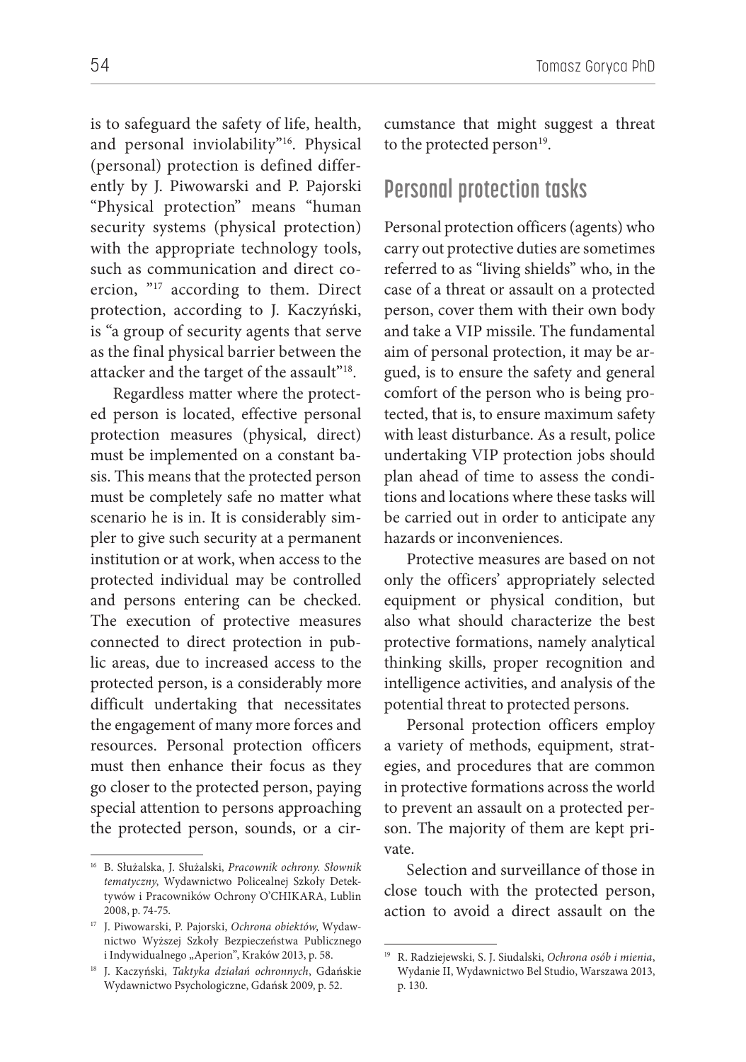is to safeguard the safety of life, health, and personal inviolability"[16]. Physical (personal) protection is defined differently by J. Piwowarski and P. Pajorski "Physical protection" means "human security systems (physical protection) with the appropriate technology tools, such as communication and direct coercion, "[17] according to them. Direct protection, according to J. Kaczyński, is "a group of security agents that serve as the final physical barrier between the attacker and the target of the assault"[18].

Regardless matter where the protected person is located, effective personal protection measures (physical, direct) must be implemented on a constant basis. This means that the protected person must be completely safe no matter what scenario he is in. It is considerably simpler to give such security at a permanent institution or at work, when access to the protected individual may be controlled and persons entering can be checked. The execution of protective measures connected to direct protection in public areas, due to increased access to the protected person, is a considerably more difficult undertaking that necessitates the engagement of many more forces and resources. Personal protection officers must then enhance their focus as they go closer to the protected person, paying special attention to persons approaching the protected person, sounds, or a circumstance that might suggest a threat to the protected person[19].

## Personal protection tasks

Personal protection officers (agents) who carry out protective duties are sometimes referred to as "living shields" who, in the case of a threat or assault on a protected person, cover them with their own body and take a VIP missile. The fundamental aim of personal protection, it may be argued, is to ensure the safety and general comfort of the person who is being protected, that is, to ensure maximum safety with least disturbance. As a result, police undertaking VIP protection jobs should plan ahead of time to assess the conditions and locations where these tasks will be carried out in order to anticipate any hazards or inconveniences.

Protective measures are based on not only the officers' appropriately selected equipment or physical condition, but also what should characterize the best protective formations, namely analytical thinking skills, proper recognition and intelligence activities, and analysis of the potential threat to protected persons.

Personal protection officers employ a variety of methods, equipment, strategies, and procedures that are common in protective formations across the world to prevent an assault on a protected person. The majority of them are kept private.

Selection and surveillance of those in close touch with the protected person, action to avoid a direct assault on the

---

[16] B. Służalska, J. Służalski, *Pracownik ochrony. Słownik tematyczny*, Wydawnictwo Policealnej Szkoły Detektywów i Pracowników Ochrony O'CHIKARA, Lublin 2008, p. 74-75.

[17] J. Piwowarski, P. Pajorski, *Ochrona obiektów*, Wydawnictwo Wyższej Szkoły Bezpieczeństwa Publicznego i Indywidualnego „Aperion", Kraków 2013, p. 58.

[18] J. Kaczyński, *Taktyka działań ochronnych*, Gdańskie Wydawnictwo Psychologiczne, Gdańsk 2009, p. 52.

[19] R. Radziejewski, S. J. Siudalski, *Ochrona osób i mienia*, Wydanie II, Wydawnictwo Bel Studio, Warszawa 2013, p. 130.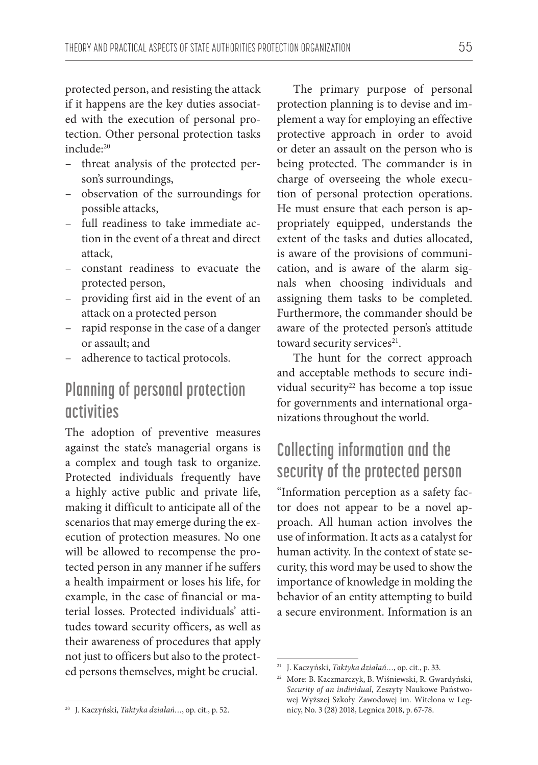protected person, and resisting the attack if it happens are the key duties associated with the execution of personal protection. Other personal protection tasks include:[20]

- threat analysis of the protected person's surroundings,
- observation of the surroundings for possible attacks,
- full readiness to take immediate action in the event of a threat and direct attack,
- constant readiness to evacuate the protected person,
- providing first aid in the event of an attack on a protected person
- rapid response in the case of a danger or assault; and
- adherence to tactical protocols.

## Planning of personal protection activities

The adoption of preventive measures against the state's managerial organs is a complex and tough task to organize. Protected individuals frequently have a highly active public and private life, making it difficult to anticipate all of the scenarios that may emerge during the execution of protection measures. No one will be allowed to recompense the protected person in any manner if he suffers a health impairment or loses his life, for example, in the case of financial or material losses. Protected individuals' attitudes toward security officers, as well as their awareness of procedures that apply not just to officers but also to the protected persons themselves, might be crucial.

The primary purpose of personal protection planning is to devise and implement a way for employing an effective protective approach in order to avoid or deter an assault on the person who is being protected. The commander is in charge of overseeing the whole execution of personal protection operations. He must ensure that each person is appropriately equipped, understands the extent of the tasks and duties allocated, is aware of the provisions of communication, and is aware of the alarm signals when choosing individuals and assigning them tasks to be completed. Furthermore, the commander should be aware of the protected person's attitude toward security services[21].

The hunt for the correct approach and acceptable methods to secure individual security[22] has become a top issue for governments and international organizations throughout the world.

## Collecting information and the security of the protected person

"Information perception as a safety factor does not appear to be a novel approach. All human action involves the use of information. It acts as a catalyst for human activity. In the context of state security, this word may be used to show the importance of knowledge in molding the behavior of an entity attempting to build a secure environment. Information is an

---

[20] J. Kaczyński, *Taktyka działań*..., op. cit., p. 52.

[21] J. Kaczyński, *Taktyka działań*..., op. cit., p. 33.

[22] More: B. Kaczmarczyk, B. Wiśniewski, R. Gwardyński, *Security of an individual*, Zeszyty Naukowe Państwowej Wyższej Szkoły Zawodowej im. Witelona w Legnicy, No. 3 (28) 2018, Legnica 2018, p. 67-78.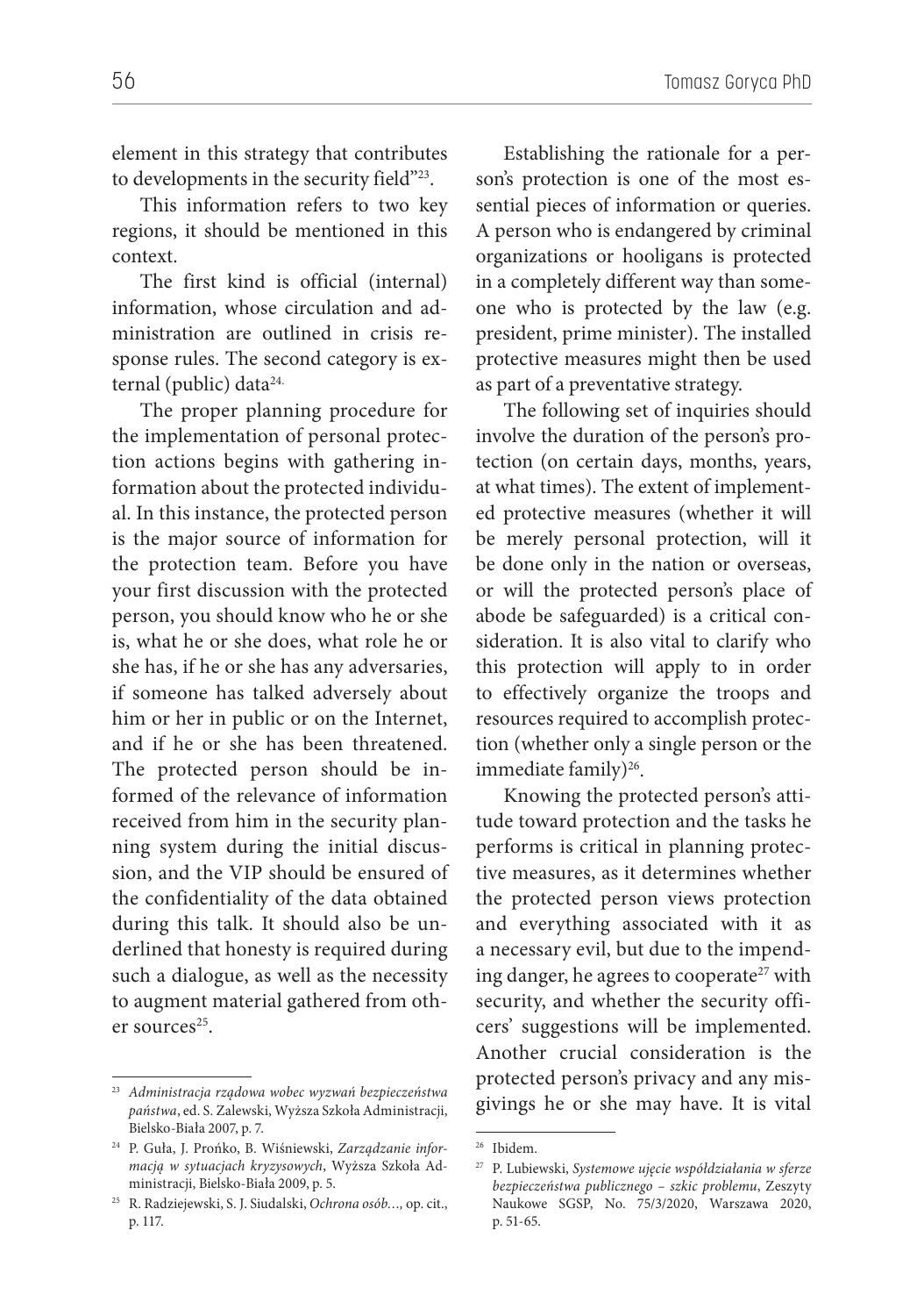element in this strategy that contributes to developments in the security field"[23].

This information refers to two key regions, it should be mentioned in this context.

The first kind is official (internal) information, whose circulation and administration are outlined in crisis response rules. The second category is external (public) data[24].

The proper planning procedure for the implementation of personal protection actions begins with gathering information about the protected individual. In this instance, the protected person is the major source of information for the protection team. Before you have your first discussion with the protected person, you should know who he or she is, what he or she does, what role he or she has, if he or she has any adversaries, if someone has talked adversely about him or her in public or on the Internet, and if he or she has been threatened. The protected person should be informed of the relevance of information received from him in the security planning system during the initial discussion, and the VIP should be ensured of the confidentiality of the data obtained during this talk. It should also be underlined that honesty is required during such a dialogue, as well as the necessity to augment material gathered from other sources[25].

Establishing the rationale for a person's protection is one of the most essential pieces of information or queries. A person who is endangered by criminal organizations or hooligans is protected in a completely different way than someone who is protected by the law (e.g. president, prime minister). The installed protective measures might then be used as part of a preventative strategy.

The following set of inquiries should involve the duration of the person's protection (on certain days, months, years, at what times). The extent of implemented protective measures (whether it will be merely personal protection, will it be done only in the nation or overseas, or will the protected person's place of abode be safeguarded) is a critical consideration. It is also vital to clarify who this protection will apply to in order to effectively organize the troops and resources required to accomplish protection (whether only a single person or the immediate family)[26].

Knowing the protected person's attitude toward protection and the tasks he performs is critical in planning protective measures, as it determines whether the protected person views protection and everything associated with it as a necessary evil, but due to the impending danger, he agrees to cooperate[27] with security, and whether the security officers' suggestions will be implemented. Another crucial consideration is the protected person's privacy and any misgivings he or she may have. It is vital

---

[23] *Administracja rządowa wobec wyzwań bezpieczeństwa państwa*, ed. S. Zalewski, Wyższa Szkoła Administracji, Bielsko-Biała 2007, p. 7.

[24] P. Guła, J. Prońko, B. Wiśniewski, *Zarządzanie informacją w sytuacjach kryzysowych*, Wyższa Szkoła Administracji, Bielsko-Biała 2009, p. 5.

[25] R. Radziejewski, S. J. Siudalski, *Ochrona osób…*, op. cit., p. 117.

[26] Ibidem.

[27] P. Lubiewski, *Systemowe ujęcie współdziałania w sferze bezpieczeństwa publicznego – szkic problemu*, Zeszyty Naukowe SGSP, No. 75/3/2020, Warszawa 2020, p. 51-65.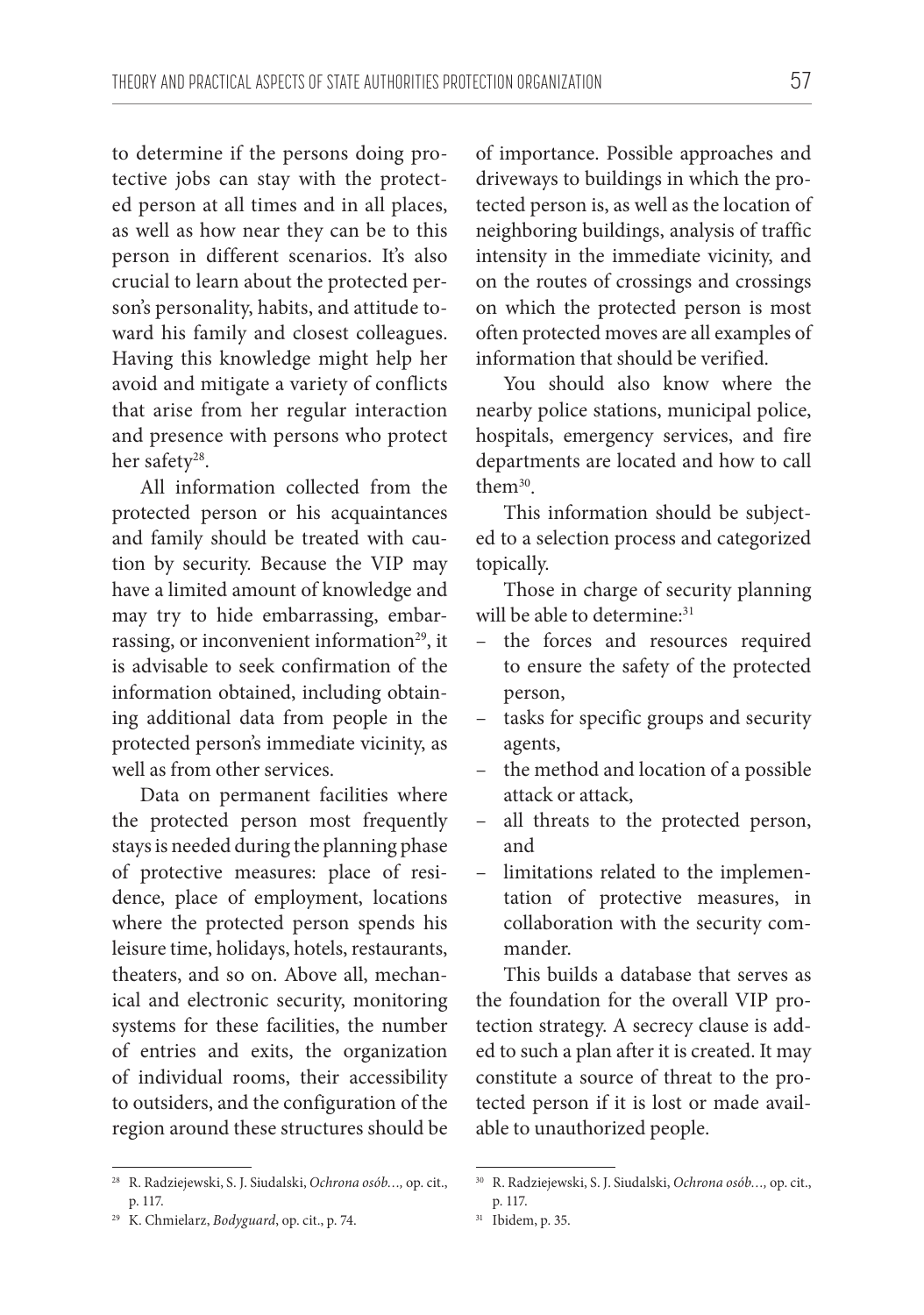to determine if the persons doing protective jobs can stay with the protected person at all times and in all places, as well as how near they can be to this person in different scenarios. It's also crucial to learn about the protected person's personality, habits, and attitude toward his family and closest colleagues. Having this knowledge might help her avoid and mitigate a variety of conflicts that arise from her regular interaction and presence with persons who protect her safety[28].

All information collected from the protected person or his acquaintances and family should be treated with caution by security. Because the VIP may have a limited amount of knowledge and may try to hide embarrassing, embarrassing, or inconvenient information[29], it is advisable to seek confirmation of the information obtained, including obtaining additional data from people in the protected person's immediate vicinity, as well as from other services.

Data on permanent facilities where the protected person most frequently stays is needed during the planning phase of protective measures: place of residence, place of employment, locations where the protected person spends his leisure time, holidays, hotels, restaurants, theaters, and so on. Above all, mechanical and electronic security, monitoring systems for these facilities, the number of entries and exits, the organization of individual rooms, their accessibility to outsiders, and the configuration of the region around these structures should be of importance. Possible approaches and driveways to buildings in which the protected person is, as well as the location of neighboring buildings, analysis of traffic intensity in the immediate vicinity, and on the routes of crossings and crossings on which the protected person is most often protected moves are all examples of information that should be verified.

You should also know where the nearby police stations, municipal police, hospitals, emergency services, and fire departments are located and how to call them[30].

This information should be subjected to a selection process and categorized topically.

Those in charge of security planning will be able to determine:[31]

- the forces and resources required to ensure the safety of the protected person,
- tasks for specific groups and security agents,
- the method and location of a possible attack or attack,
- all threats to the protected person, and
- limitations related to the implementation of protective measures, in collaboration with the security commander.

This builds a database that serves as the foundation for the overall VIP protection strategy. A secrecy clause is added to such a plan after it is created. It may constitute a source of threat to the protected person if it is lost or made available to unauthorized people.

---

[28] R. Radziejewski, S. J. Siudalski, *Ochrona osób…,* op. cit., p. 117.

[29] K. Chmielarz, *Bodyguard*, op. cit., p. 74.

[30] R. Radziejewski, S. J. Siudalski, *Ochrona osób…,* op. cit., p. 117.

[31] Ibidem, p. 35.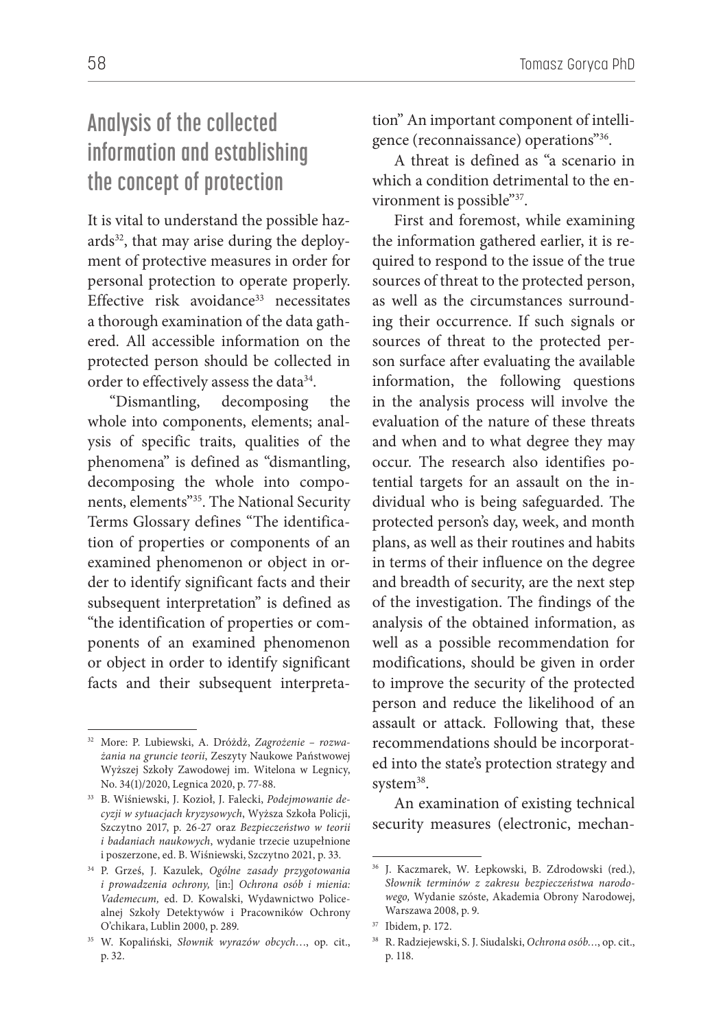## Analysis of the collected information and establishing the concept of protection

It is vital to understand the possible hazards[32], that may arise during the deployment of protective measures in order for personal protection to operate properly. Effective risk avoidance[33] necessitates a thorough examination of the data gathered. All accessible information on the protected person should be collected in order to effectively assess the data[34].

"Dismantling, decomposing the whole into components, elements; analysis of specific traits, qualities of the phenomena" is defined as "dismantling, decomposing the whole into components, elements"[35]. The National Security Terms Glossary defines "The identification of properties or components of an examined phenomenon or object in order to identify significant facts and their subsequent interpretation" is defined as "the identification of properties or components of an examined phenomenon or object in order to identify significant facts and their subsequent interpretation" An important component of intelligence (reconnaissance) operations"[36].

A threat is defined as "a scenario in which a condition detrimental to the environment is possible"[37].

First and foremost, while examining the information gathered earlier, it is required to respond to the issue of the true sources of threat to the protected person, as well as the circumstances surrounding their occurrence. If such signals or sources of threat to the protected person surface after evaluating the available information, the following questions in the analysis process will involve the evaluation of the nature of these threats and when and to what degree they may occur. The research also identifies potential targets for an assault on the individual who is being safeguarded. The protected person's day, week, and month plans, as well as their routines and habits in terms of their influence on the degree and breadth of security, are the next step of the investigation. The findings of the analysis of the obtained information, as well as a possible recommendation for modifications, should be given in order to improve the security of the protected person and reduce the likelihood of an assault or attack. Following that, these recommendations should be incorporated into the state's protection strategy and system[38].

An examination of existing technical security measures (electronic, mechan-

---

[32] More: P. Lubiewski, A. Dróżdż, *Zagrożenie – rozważania na gruncie teorii*, Zeszyty Naukowe Państwowej Wyższej Szkoły Zawodowej im. Witelona w Legnicy, No. 34(1)/2020, Legnica 2020, p. 77-88.

[33] B. Wiśniewski, J. Kozioł, J. Falecki, *Podejmowanie decyzji w sytuacjach kryzysowych*, Wyższa Szkoła Policji, Szczytno 2017, p. 26-27 oraz *Bezpieczeństwo w teorii i badaniach naukowych*, wydanie trzecie uzupełnione i poszerzone, ed. B. Wiśniewski, Szczytno 2021, p. 33.

[34] P. Grześ, J. Kazulek, *Ogólne zasady przygotowania i prowadzenia ochrony,* [in:] *Ochrona osób i mienia: Vademecum,* ed. D. Kowalski, Wydawnictwo Policealnej Szkoły Detektywów i Pracowników Ochrony O'chikara, Lublin 2000, p. 289.

[35] W. Kopaliński, *Słownik wyrazów obcych…*, op. cit., p. 32.

[36] J. Kaczmarek, W. Łepkowski, B. Zdrodowski (red.), *Słownik terminów z zakresu bezpieczeństwa narodowego,* Wydanie szóste, Akademia Obrony Narodowej, Warszawa 2008, p. 9.

[37] Ibidem, p. 172.

[38] R. Radziejewski, S. J. Siudalski, *Ochrona osób…*, op. cit., p. 118.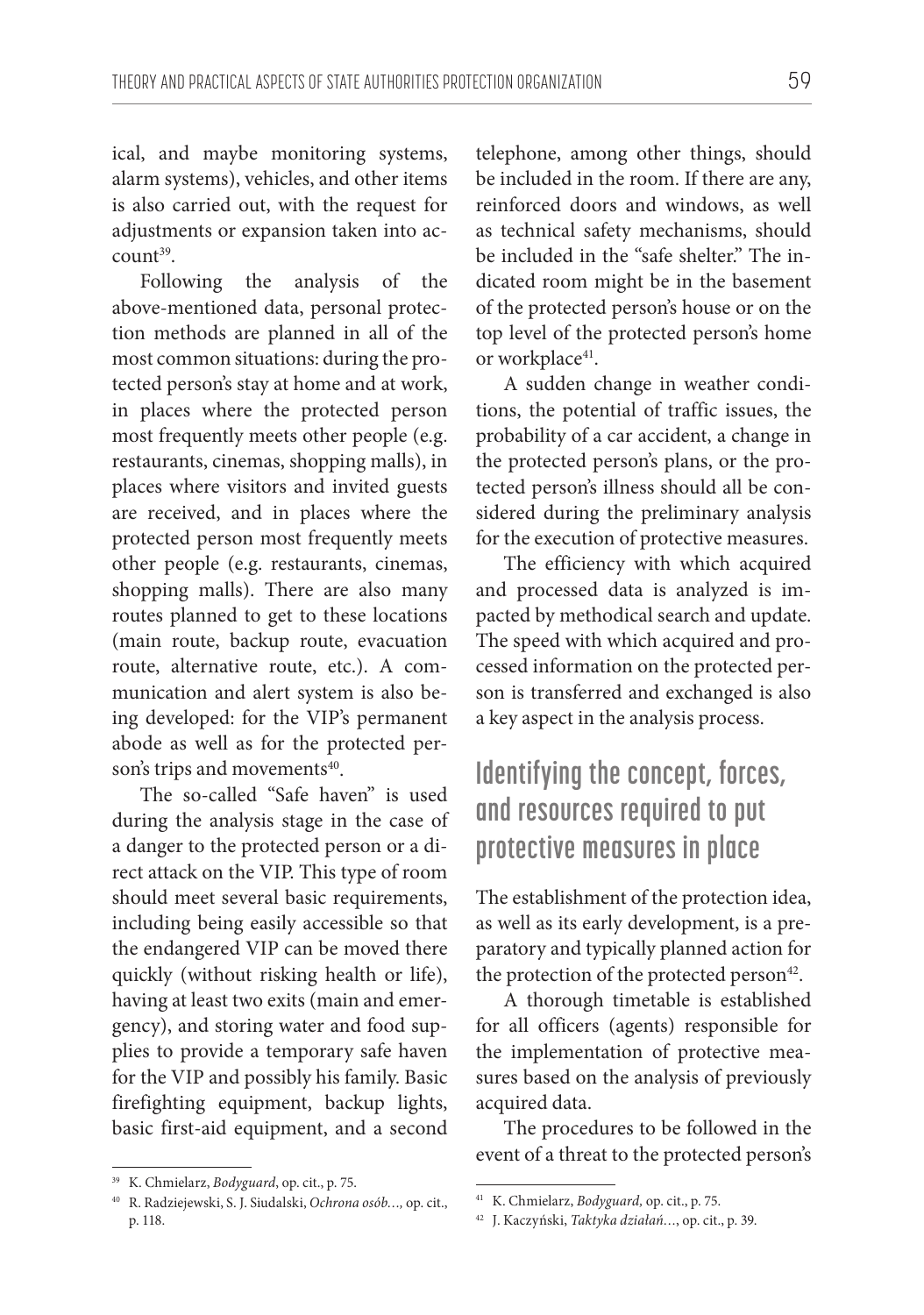ical, and maybe monitoring systems, alarm systems), vehicles, and other items is also carried out, with the request for adjustments or expansion taken into account[39].

Following the analysis of the above-mentioned data, personal protection methods are planned in all of the most common situations: during the protected person's stay at home and at work, in places where the protected person most frequently meets other people (e.g. restaurants, cinemas, shopping malls), in places where visitors and invited guests are received, and in places where the protected person most frequently meets other people (e.g. restaurants, cinemas, shopping malls). There are also many routes planned to get to these locations (main route, backup route, evacuation route, alternative route, etc.). A communication and alert system is also being developed: for the VIP's permanent abode as well as for the protected person's trips and movements[40].

The so-called "Safe haven" is used during the analysis stage in the case of a danger to the protected person or a direct attack on the VIP. This type of room should meet several basic requirements, including being easily accessible so that the endangered VIP can be moved there quickly (without risking health or life), having at least two exits (main and emergency), and storing water and food supplies to provide a temporary safe haven for the VIP and possibly his family. Basic firefighting equipment, backup lights, basic first-aid equipment, and a second telephone, among other things, should be included in the room. If there are any, reinforced doors and windows, as well as technical safety mechanisms, should be included in the "safe shelter." The indicated room might be in the basement of the protected person's house or on the top level of the protected person's home or workplace[41].

A sudden change in weather conditions, the potential of traffic issues, the probability of a car accident, a change in the protected person's plans, or the protected person's illness should all be considered during the preliminary analysis for the execution of protective measures.

The efficiency with which acquired and processed data is analyzed is impacted by methodical search and update. The speed with which acquired and processed information on the protected person is transferred and exchanged is also a key aspect in the analysis process.

## Identifying the concept, forces, and resources required to put protective measures in place

The establishment of the protection idea, as well as its early development, is a preparatory and typically planned action for the protection of the protected person[42].

A thorough timetable is established for all officers (agents) responsible for the implementation of protective measures based on the analysis of previously acquired data.

The procedures to be followed in the event of a threat to the protected person's

---

[39] K. Chmielarz, *Bodyguard*, op. cit., p. 75.

[40] R. Radziejewski, S. J. Siudalski, *Ochrona osób…,* op. cit., p. 118.

[41] K. Chmielarz, *Bodyguard,* op. cit., p. 75.

[42] J. Kaczyński, *Taktyka działań…*, op. cit., p. 39.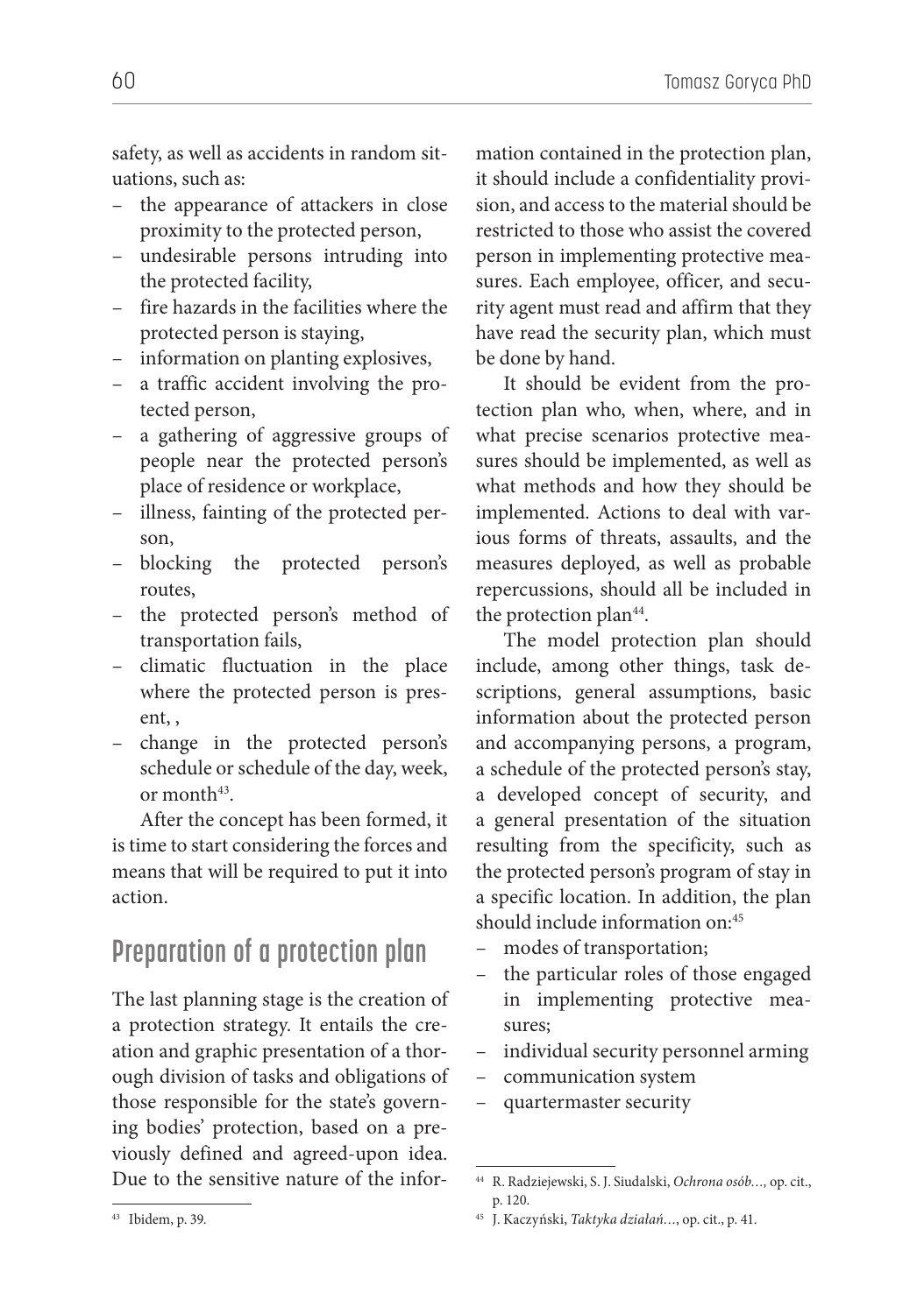safety, as well as accidents in random situations, such as:

- the appearance of attackers in close proximity to the protected person,
- undesirable persons intruding into the protected facility,
- fire hazards in the facilities where the protected person is staying,
- information on planting explosives,
- a traffic accident involving the protected person,
- a gathering of aggressive groups of people near the protected person's place of residence or workplace,
- illness, fainting of the protected person,
- blocking the protected person's routes,
- the protected person's method of transportation fails,
- climatic fluctuation in the place where the protected person is present, ,
- change in the protected person's schedule or schedule of the day, week, or month[43].

After the concept has been formed, it is time to start considering the forces and means that will be required to put it into action.

## Preparation of a protection plan

The last planning stage is the creation of a protection strategy. It entails the creation and graphic presentation of a thorough division of tasks and obligations of those responsible for the state's governing bodies' protection, based on a previously defined and agreed-upon idea. Due to the sensitive nature of the information contained in the protection plan, it should include a confidentiality provision, and access to the material should be restricted to those who assist the covered person in implementing protective measures. Each employee, officer, and security agent must read and affirm that they have read the security plan, which must be done by hand.

It should be evident from the protection plan who, when, where, and in what precise scenarios protective measures should be implemented, as well as what methods and how they should be implemented. Actions to deal with various forms of threats, assaults, and the measures deployed, as well as probable repercussions, should all be included in the protection plan[44].

The model protection plan should include, among other things, task descriptions, general assumptions, basic information about the protected person and accompanying persons, a program, a schedule of the protected person's stay, a developed concept of security, and a general presentation of the situation resulting from the specificity, such as the protected person's program of stay in a specific location. In addition, the plan should include information on:[45]

- modes of transportation;
- the particular roles of those engaged in implementing protective measures;
- individual security personnel arming
- communication system
- quartermaster security

---

[43] Ibidem, p. 39.

[44] R. Radziejewski, S. J. Siudalski, *Ochrona osób…,* op. cit., p. 120.

[45] J. Kaczyński, *Taktyka działań…*, op. cit., p. 41.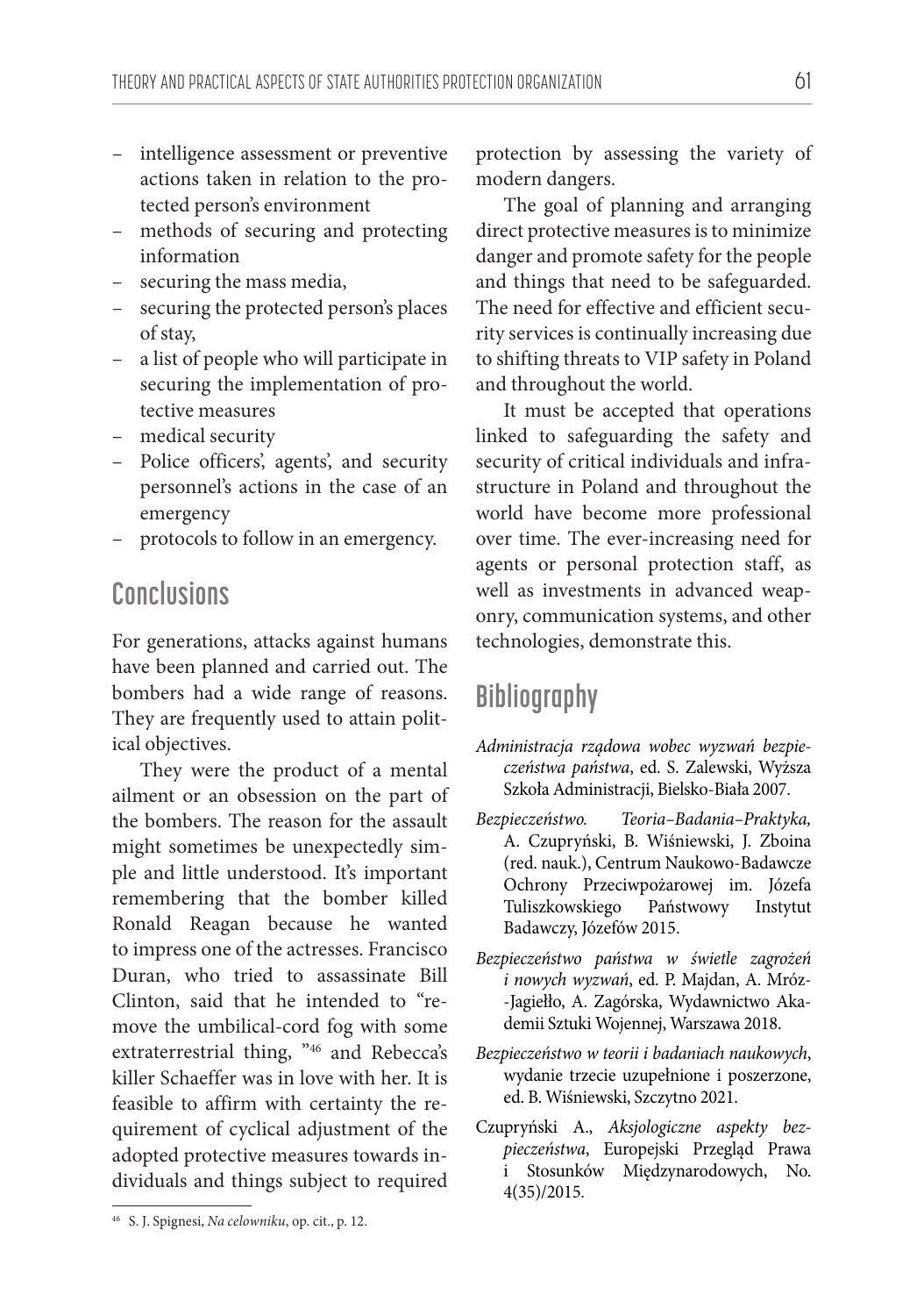- intelligence assessment or preventive actions taken in relation to the protected person's environment
- methods of securing and protecting information
- securing the mass media,
- securing the protected person's places of stay,
- a list of people who will participate in securing the implementation of protective measures
- medical security
- Police officers', agents', and security personnel's actions in the case of an emergency
- protocols to follow in an emergency.

## Conclusions

For generations, attacks against humans have been planned and carried out. The bombers had a wide range of reasons. They are frequently used to attain political objectives.

They were the product of a mental ailment or an obsession on the part of the bombers. The reason for the assault might sometimes be unexpectedly simple and little understood. It's important remembering that the bomber killed Ronald Reagan because he wanted to impress one of the actresses. Francisco Duran, who tried to assassinate Bill Clinton, said that he intended to "remove the umbilical-cord fog with some extraterrestrial thing, "[46] and Rebecca's killer Schaeffer was in love with her. It is feasible to affirm with certainty the requirement of cyclical adjustment of the adopted protective measures towards individuals and things subject to required protection by assessing the variety of modern dangers.

The goal of planning and arranging direct protective measures is to minimize danger and promote safety for the people and things that need to be safeguarded. The need for effective and efficient security services is continually increasing due to shifting threats to VIP safety in Poland and throughout the world.

It must be accepted that operations linked to safeguarding the safety and security of critical individuals and infrastructure in Poland and throughout the world have become more professional over time. The ever-increasing need for agents or personal protection staff, as well as investments in advanced weaponry, communication systems, and other technologies, demonstrate this.

## Bibliography

*Administracja rządowa wobec wyzwań bezpieczeństwa państwa*, ed. S. Zalewski, Wyższa Szkoła Administracji, Bielsko-Biała 2007.

*Bezpieczeństwo. Teoria–Badania–Praktyka,* A. Czupryński, B. Wiśniewski, J. Zboina (red. nauk.), Centrum Naukowo-Badawcze Ochrony Przeciwpożarowej im. Józefa Tuliszkowskiego Państwowy Instytut Badawczy, Józefów 2015.

*Bezpieczeństwo państwa w świetle zagrożeń i nowych wyzwań*, ed. P. Majdan, A. Mróz-Jagiełło, A. Zagórska, Wydawnictwo Akademii Sztuki Wojennej, Warszawa 2018.

*Bezpieczeństwo w teorii i badaniach naukowych*, wydanie trzecie uzupełnione i poszerzone, ed. B. Wiśniewski, Szczytno 2021.

Czupryński A., *Aksjologiczne aspekty bezpieczeństwa*, Europejski Przegląd Prawa i Stosunków Międzynarodowych, No. 4(35)/2015.

---

[46] S. J. Spignesi, *Na celowniku*, op. cit., p. 12.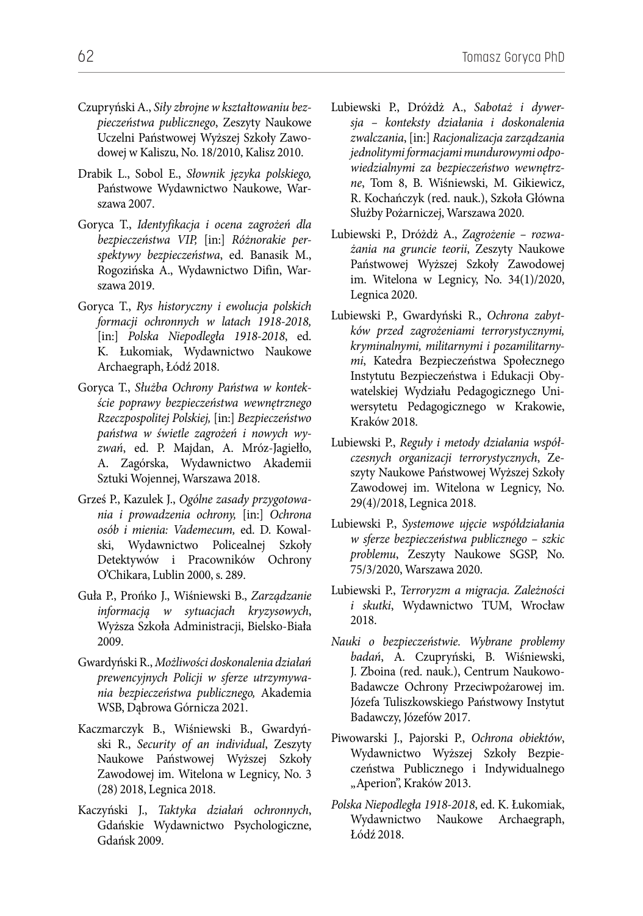Czupryński A., *Siły zbrojne w kształtowaniu bezpieczeństwa publicznego*, Zeszyty Naukowe Uczelni Państwowej Wyższej Szkoły Zawodowej w Kaliszu, No. 18/2010, Kalisz 2010.

Drabik L., Sobol E., *Słownik języka polskiego,* Państwowe Wydawnictwo Naukowe, Warszawa 2007.

Goryca T., *Identyfikacja i ocena zagrożeń dla bezpieczeństwa VIP,* [in:] *Różnorakie perspektywy bezpieczeństwa*, ed. Banasik M., Rogozińska A., Wydawnictwo Difin, Warszawa 2019.

Goryca T., *Rys historyczny i ewolucja polskich formacji ochronnych w latach 1918-2018,* [in:] *Polska Niepodległa 1918-2018*, ed. K. Łukomiak, Wydawnictwo Naukowe Archaegraph, Łódź 2018.

Goryca T., *Służba Ochrony Państwa w kontekście poprawy bezpieczeństwa wewnętrznego Rzeczpospolitej Polskiej,* [in:] *Bezpieczeństwo państwa w świetle zagrożeń i nowych wyzwań*, ed. P. Majdan, A. Mróz-Jagiełło, A. Zagórska, Wydawnictwo Akademii Sztuki Wojennej, Warszawa 2018.

Grześ P., Kazulek J., *Ogólne zasady przygotowania i prowadzenia ochrony,* [in:] *Ochrona osób i mienia: Vademecum,* ed. D. Kowalski, Wydawnictwo Policealnej Szkoły Detektywów i Pracowników Ochrony O'Chikara, Lublin 2000, s. 289.

Guła P., Prońko J., Wiśniewski B., *Zarządzanie informacją w sytuacjach kryzysowych*, Wyższa Szkoła Administracji, Bielsko-Biała 2009.

Gwardyński R., *Możliwości doskonalenia działań prewencyjnych Policji w sferze utrzymywania bezpieczeństwa publicznego,* Akademia WSB, Dąbrowa Górnicza 2021.

Kaczmarczyk B., Wiśniewski B., Gwardyński R., *Security of an individual*, Zeszyty Naukowe Państwowej Wyższej Szkoły Zawodowej im. Witelona w Legnicy, No. 3 (28) 2018, Legnica 2018.

Kaczyński J., *Taktyka działań ochronnych*, Gdańskie Wydawnictwo Psychologiczne, Gdańsk 2009.

Lubiewski P., Dróżdż A., *Sabotaż i dywersja – konteksty działania i doskonalenia zwalczania*, [in:] *Racjonalizacja zarządzania jednolitymi formacjami mundurowymi odpowiedzialnymi za bezpieczeństwo wewnętrzne*, Tom 8, B. Wiśniewski, M. Gikiewicz, R. Kochańczyk (red. nauk.), Szkoła Główna Służby Pożarniczej, Warszawa 2020.

Lubiewski P., Dróżdż A., *Zagrożenie – rozważania na gruncie teorii*, Zeszyty Naukowe Państwowej Wyższej Szkoły Zawodowej im. Witelona w Legnicy, No. 34(1)/2020, Legnica 2020.

Lubiewski P., Gwardyński R., *Ochrona zabytków przed zagrożeniami terrorystycznymi, kryminalnymi, militarnymi i pozamilitarnymi*, Katedra Bezpieczeństwa Społecznego Instytutu Bezpieczeństwa i Edukacji Obywatelskiej Wydziału Pedagogicznego Uniwersytetu Pedagogicznego w Krakowie, Kraków 2018.

Lubiewski P., *Reguły i metody działania współczesnych organizacji terrorystycznych*, Zeszyty Naukowe Państwowej Wyższej Szkoły Zawodowej im. Witelona w Legnicy, No. 29(4)/2018, Legnica 2018.

Lubiewski P., *Systemowe ujęcie współdziałania w sferze bezpieczeństwa publicznego – szkic problemu*, Zeszyty Naukowe SGSP, No. 75/3/2020, Warszawa 2020.

Lubiewski P., *Terroryzm a migracja. Zależności i skutki*, Wydawnictwo TUM, Wrocław 2018.

*Nauki o bezpieczeństwie. Wybrane problemy badań*, A. Czupryński, B. Wiśniewski, J. Zboina (red. nauk.), Centrum Naukowo-Badawcze Ochrony Przeciwpożarowej im. Józefa Tuliszkowskiego Państwowy Instytut Badawczy, Józefów 2017.

Piwowarski J., Pajorski P., *Ochrona obiektów*, Wydawnictwo Wyższej Szkoły Bezpieczeństwa Publicznego i Indywidualnego „Aperion", Kraków 2013.

*Polska Niepodległa 1918-2018*, ed. K. Łukomiak, Wydawnictwo Naukowe Archaegraph, Łódź 2018.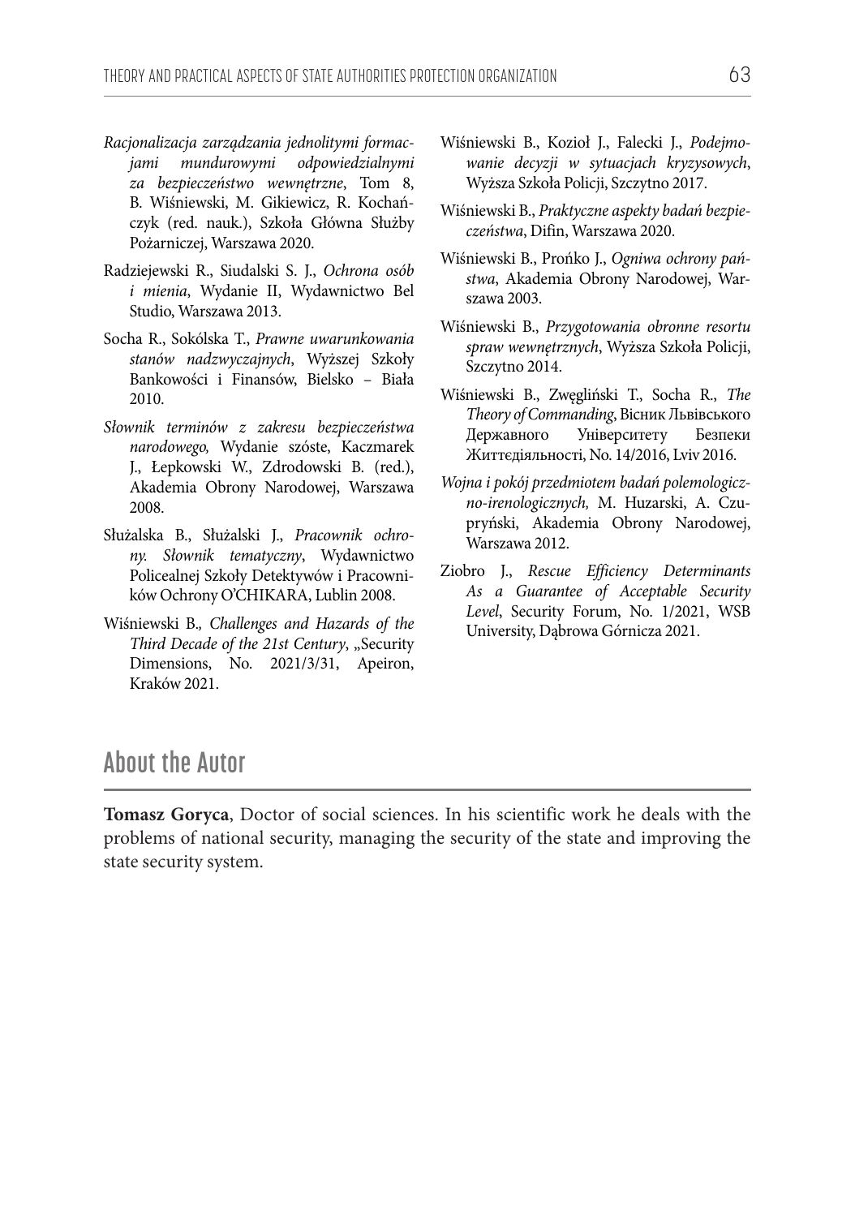*Racjonalizacja zarządzania jednolitymi formacjami mundurowymi odpowiedzialnymi za bezpieczeństwo wewnętrzne*, Tom 8, B. Wiśniewski, M. Gikiewicz, R. Kochańczyk (red. nauk.), Szkoła Główna Służby Pożarniczej, Warszawa 2020.

Radziejewski R., Siudalski S. J., *Ochrona osób i mienia*, Wydanie II, Wydawnictwo Bel Studio, Warszawa 2013.

Socha R., Sokólska T., *Prawne uwarunkowania stanów nadzwyczajnych*, Wyższej Szkoły Bankowości i Finansów, Bielsko – Biała 2010.

*Słownik terminów z zakresu bezpieczeństwa narodowego,* Wydanie szóste, Kaczmarek J., Łepkowski W., Zdrodowski B. (red.), Akademia Obrony Narodowej, Warszawa 2008.

Służalska B., Służalski J., *Pracownik ochrony. Słownik tematyczny*, Wydawnictwo Policealnej Szkoły Detektywów i Pracowników Ochrony O'CHIKARA, Lublin 2008.

Wiśniewski B*., Challenges and Hazards of the Third Decade of the 21st Century*, „Security Dimensions, No. 2021/3/31, Apeiron, Kraków 2021.

Wiśniewski B., Kozioł J., Falecki J., *Podejmowanie decyzji w sytuacjach kryzysowych*, Wyższa Szkoła Policji, Szczytno 2017.

Wiśniewski B., *Praktyczne aspekty badań bezpieczeństwa*, Difin, Warszawa 2020.

Wiśniewski B., Prońko J., *Ogniwa ochrony państwa*, Akademia Obrony Narodowej, Warszawa 2003.

Wiśniewski B., *Przygotowania obronne resortu spraw wewnętrznych*, Wyższa Szkoła Policji, Szczytno 2014.

Wiśniewski B., Zwęgliński T., Socha R., *The Theory of Commanding*, Вісник Львівського Державного Університету Безпеки Життєдіяльності, No. 14/2016, Lviv 2016.

*Wojna i pokój przedmiotem badań polemologiczno-irenologicznych,* M. Huzarski, A. Czupryński, Akademia Obrony Narodowej, Warszawa 2012.

Ziobro J., *Rescue Efficiency Determinants As a Guarantee of Acceptable Security Level*, Security Forum, No. 1/2021, WSB University, Dąbrowa Górnicza 2021.

## About the Autor

**Tomasz Goryca**, Doctor of social sciences. In his scientific work he deals with the problems of national security, managing the security of the state and improving the state security system.